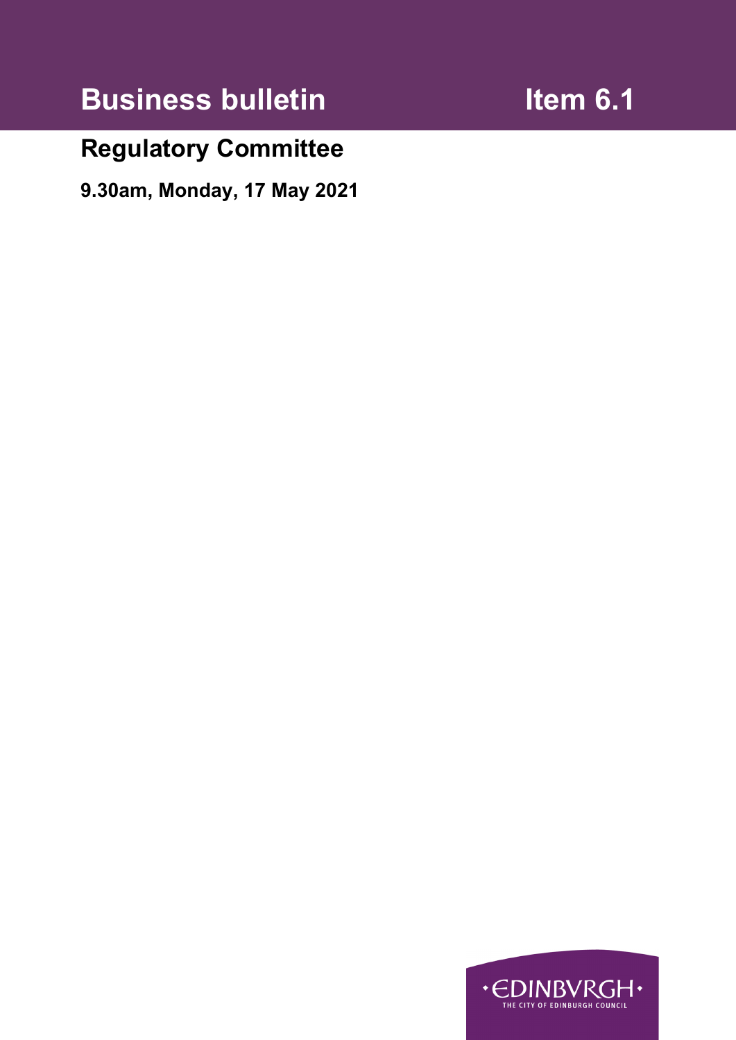# Business bulletin

# Item 6.1

## Regulatory Committee

**9.30am, Monday, 17 May 2021**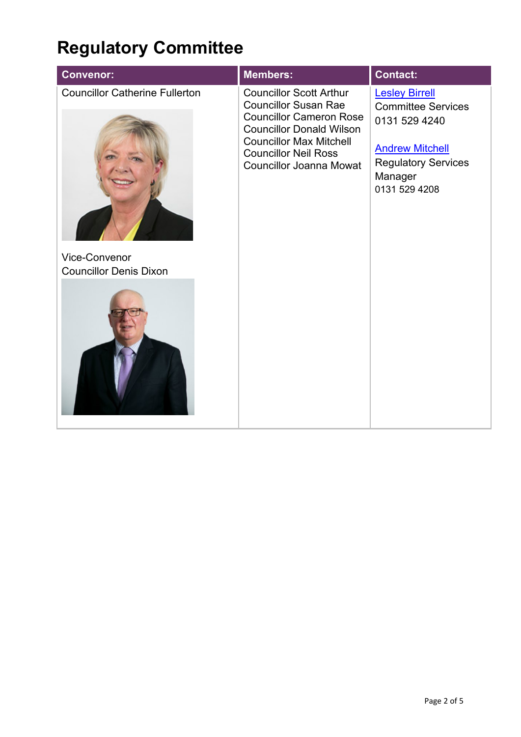# Regulatory Committee

| Convenor: | Members: | Contact: |
| --- | --- | --- |
| Councillor Catherine Fullerton<br><br>Vice-Convenor<br>Councillor Denis Dixon | Councillor Scott Arthur<br>Councillor Susan Rae<br>Councillor Cameron Rose<br>Councillor Donald Wilson<br>Councillor Max Mitchell<br>Councillor Neil Ross<br>Councillor Joanna Mowat | Lesley Birrell<br>Committee Services<br>0131 529 4240<br><br>Andrew Mitchell<br>Regulatory Services Manager<br>0131 529 4208 |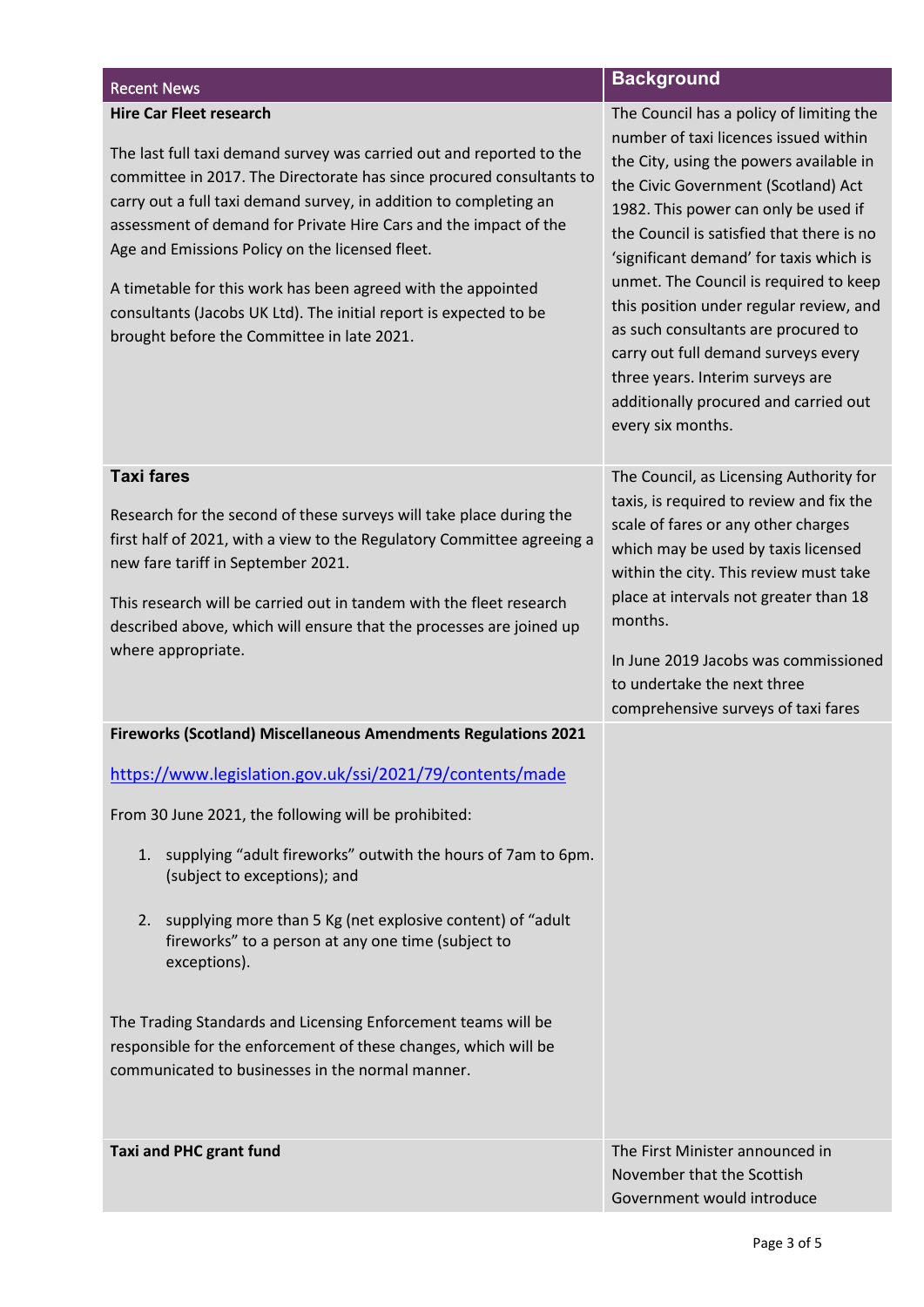| Recent News | Background |
| --- | --- |
| **Hire Car Fleet research**<br><br>The last full taxi demand survey was carried out and reported to the committee in 2017. The Directorate has since procured consultants to carry out a full taxi demand survey, in addition to completing an assessment of demand for Private Hire Cars and the impact of the Age and Emissions Policy on the licensed fleet.<br><br>A timetable for this work has been agreed with the appointed consultants (Jacobs UK Ltd). The initial report is expected to be brought before the Committee in late 2021. | The Council has a policy of limiting the number of taxi licences issued within the City, using the powers available in the Civic Government (Scotland) Act 1982. This power can only be used if the Council is satisfied that there is no 'significant demand' for taxis which is unmet. The Council is required to keep this position under regular review, and as such consultants are procured to carry out full demand surveys every three years. Interim surveys are additionally procured and carried out every six months. |
| **Taxi fares**<br><br>Research for the second of these surveys will take place during the first half of 2021, with a view to the Regulatory Committee agreeing a new fare tariff in September 2021.<br><br>This research will be carried out in tandem with the fleet research described above, which will ensure that the processes are joined up where appropriate. | The Council, as Licensing Authority for taxis, is required to review and fix the scale of fares or any other charges which may be used by taxis licensed within the city. This review must take place at intervals not greater than 18 months.<br><br>In June 2019 Jacobs was commissioned to undertake the next three comprehensive surveys of taxi fares |
| **Fireworks (Scotland) Miscellaneous Amendments Regulations 2021**<br><br>https://www.legislation.gov.uk/ssi/2021/79/contents/made<br><br>From 30 June 2021, the following will be prohibited:<br><br>1. supplying "adult fireworks" outwith the hours of 7am to 6pm. (subject to exceptions); and<br>2. supplying more than 5 Kg (net explosive content) of "adult fireworks" to a person at any one time (subject to exceptions).<br><br>The Trading Standards and Licensing Enforcement teams will be responsible for the enforcement of these changes, which will be communicated to businesses in the normal manner. | |
| **Taxi and PHC grant fund** | The First Minister announced in November that the Scottish Government would introduce |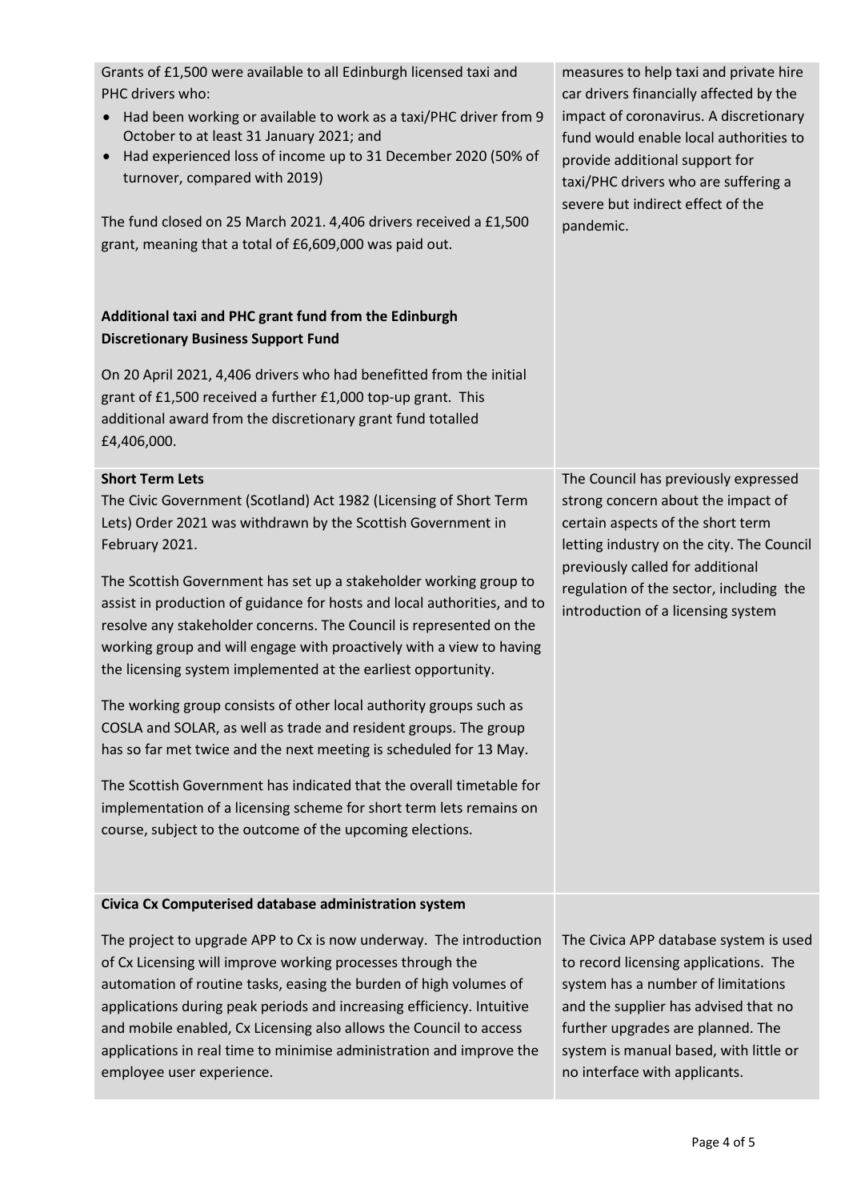| | |
|---|---|
| Grants of £1,500 were available to all Edinburgh licensed taxi and PHC drivers who:<br>• Had been working or available to work as a taxi/PHC driver from 9 October to at least 31 January 2021; and<br>• Had experienced loss of income up to 31 December 2020 (50% of turnover, compared with 2019)<br><br>The fund closed on 25 March 2021. 4,406 drivers received a £1,500 grant, meaning that a total of £6,609,000 was paid out.<br><br>**Additional taxi and PHC grant fund from the Edinburgh Discretionary Business Support Fund**<br><br>On 20 April 2021, 4,406 drivers who had benefitted from the initial grant of £1,500 received a further £1,000 top-up grant. This additional award from the discretionary grant fund totalled £4,406,000. | measures to help taxi and private hire car drivers financially affected by the impact of coronavirus. A discretionary fund would enable local authorities to provide additional support for taxi/PHC drivers who are suffering a severe but indirect effect of the pandemic. |
| **Short Term Lets**<br>The Civic Government (Scotland) Act 1982 (Licensing of Short Term Lets) Order 2021 was withdrawn by the Scottish Government in February 2021.<br><br>The Scottish Government has set up a stakeholder working group to assist in production of guidance for hosts and local authorities, and to resolve any stakeholder concerns. The Council is represented on the working group and will engage with proactively with a view to having the licensing system implemented at the earliest opportunity.<br><br>The working group consists of other local authority groups such as COSLA and SOLAR, as well as trade and resident groups. The group has so far met twice and the next meeting is scheduled for 13 May.<br><br>The Scottish Government has indicated that the overall timetable for implementation of a licensing scheme for short term lets remains on course, subject to the outcome of the upcoming elections. | The Council has previously expressed strong concern about the impact of certain aspects of the short term letting industry on the city. The Council previously called for additional regulation of the sector, including the introduction of a licensing system |
| **Civica Cx Computerised database administration system**<br><br>The project to upgrade APP to Cx is now underway. The introduction of Cx Licensing will improve working processes through the automation of routine tasks, easing the burden of high volumes of applications during peak periods and increasing efficiency. Intuitive and mobile enabled, Cx Licensing also allows the Council to access applications in real time to minimise administration and improve the employee user experience. | The Civica APP database system is used to record licensing applications. The system has a number of limitations and the supplier has advised that no further upgrades are planned. The system is manual based, with little or no interface with applicants. |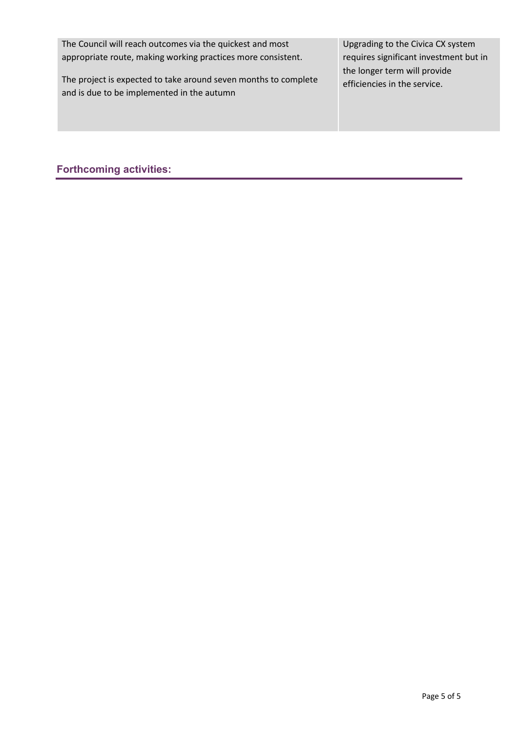| | |
|---|---|
| The Council will reach outcomes via the quickest and most appropriate route, making working practices more consistent.<br><br>The project is expected to take around seven months to complete and is due to be implemented in the autumn | Upgrading to the Civica CX system requires significant investment but in the longer term will provide efficiencies in the service. |

## Forthcoming activities: